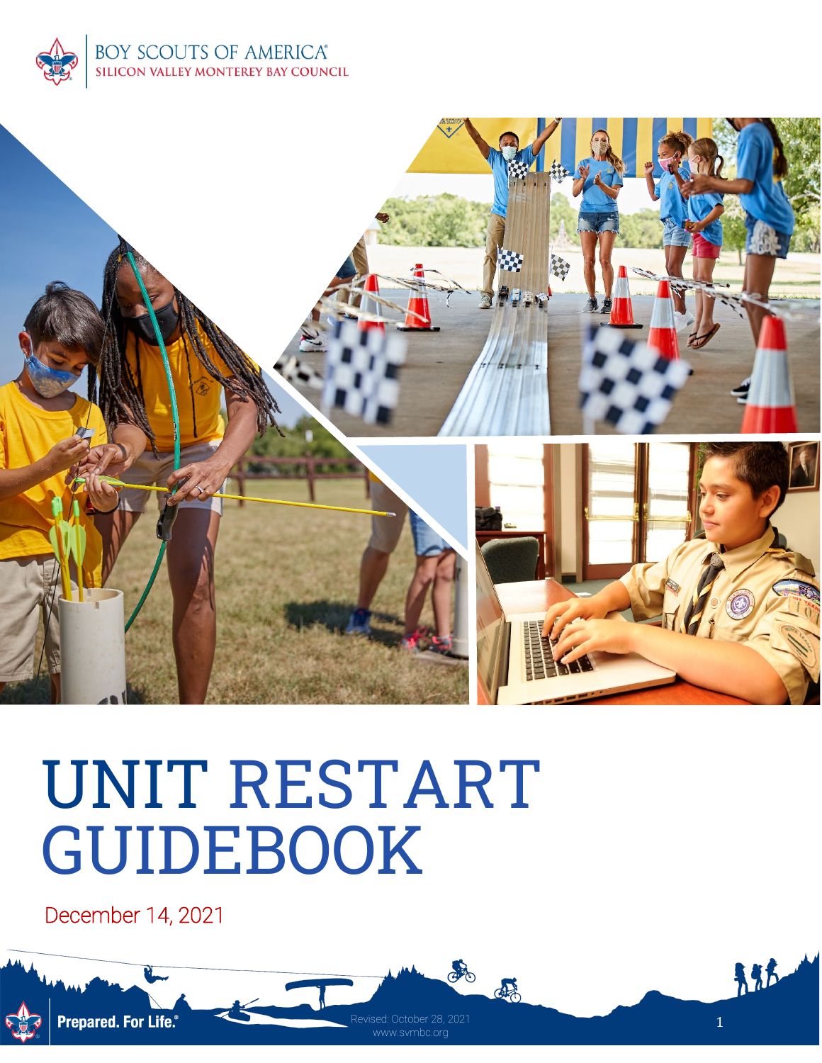BOY SCOUTS OF AMERICA
SILICON VALLEY MONTEREY BAY COUNCIL

# UNIT RESTART GUIDEBOOK

December 14, 2021

Prepared. For Life.®

Revised: October 28, 2021
www.svmbc.org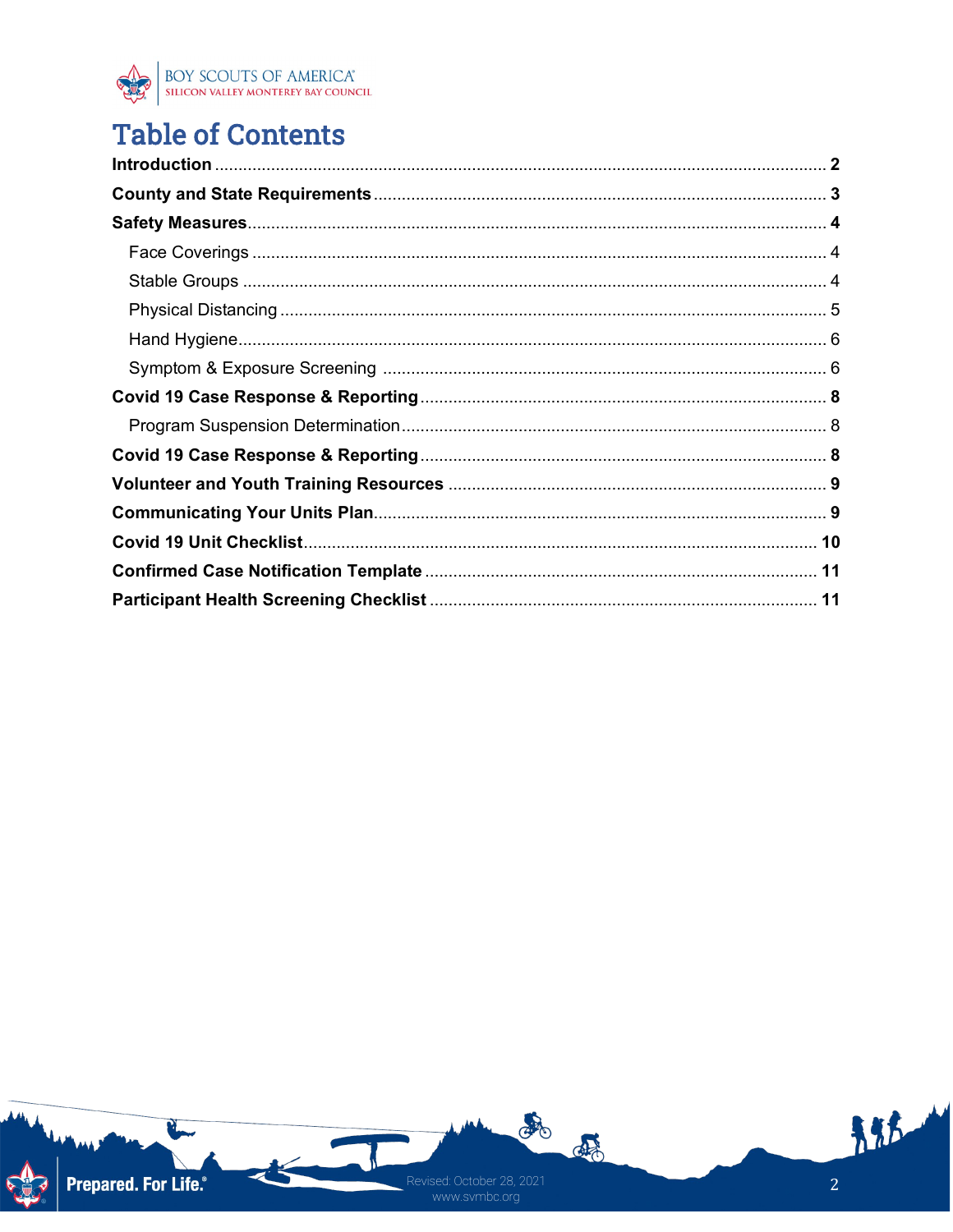# Table of Contents

**Introduction** .......... **2**

**County and State Requirements** .......... **3**

**Safety Measures** .......... **4**

- Face Coverings .......... 4
- Stable Groups .......... 4
- Physical Distancing .......... 5
- Hand Hygiene .......... 6
- Symptom & Exposure Screening .......... 6

**Covid 19 Case Response & Reporting** .......... **8**

- Program Suspension Determination .......... 8

**Covid 19 Case Response & Reporting** .......... **8**

**Volunteer and Youth Training Resources** .......... **9**

**Communicating Your Units Plan** .......... **9**

**Covid 19 Unit Checklist** .......... **10**

**Confirmed Case Notification Template** .......... **11**

**Participant Health Screening Checklist** .......... **11**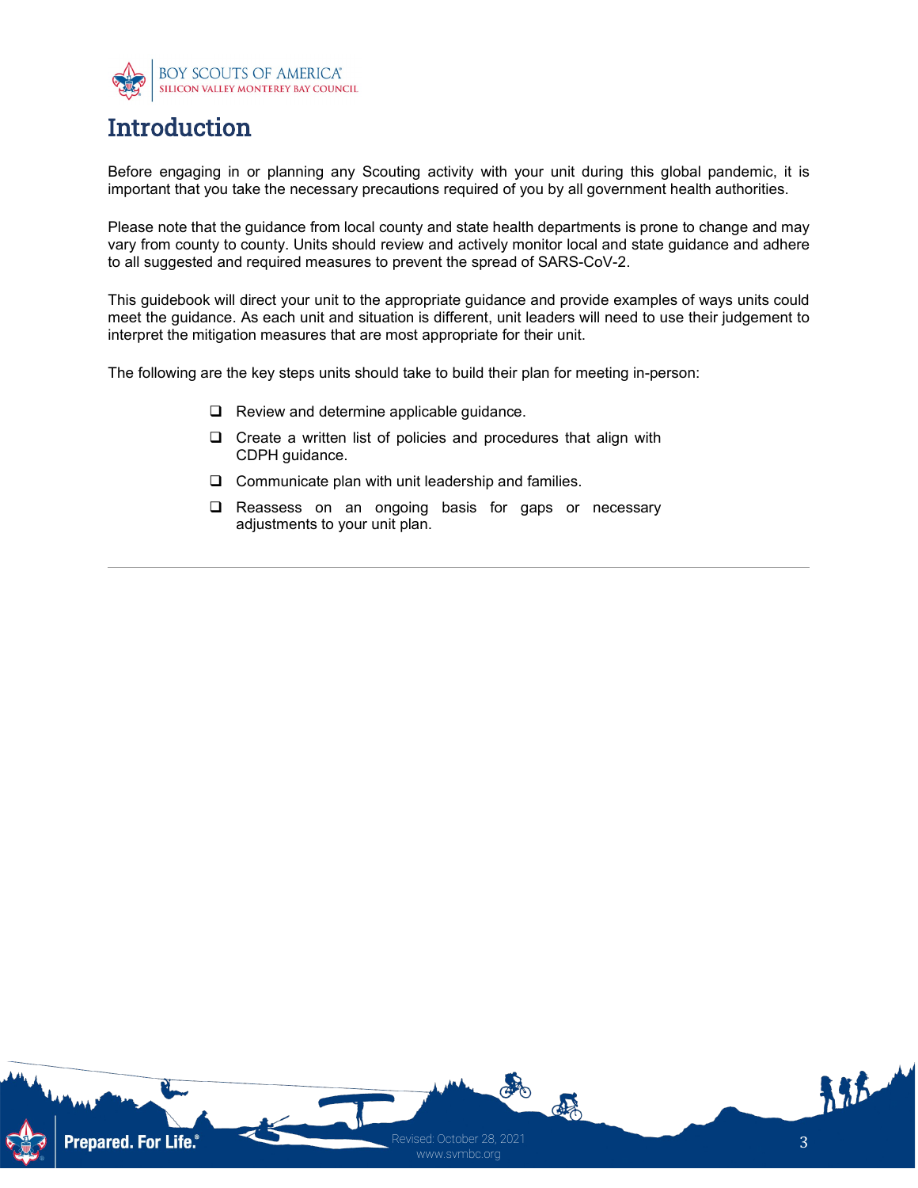# Introduction

Before engaging in or planning any Scouting activity with your unit during this global pandemic, it is important that you take the necessary precautions required of you by all government health authorities.

Please note that the guidance from local county and state health departments is prone to change and may vary from county to county. Units should review and actively monitor local and state guidance and adhere to all suggested and required measures to prevent the spread of SARS-CoV-2.

This guidebook will direct your unit to the appropriate guidance and provide examples of ways units could meet the guidance. As each unit and situation is different, unit leaders will need to use their judgement to interpret the mitigation measures that are most appropriate for their unit.

The following are the key steps units should take to build their plan for meeting in-person:

- [ ] Review and determine applicable guidance.
- [ ] Create a written list of policies and procedures that align with CDPH guidance.
- [ ] Communicate plan with unit leadership and families.
- [ ] Reassess on an ongoing basis for gaps or necessary adjustments to your unit plan.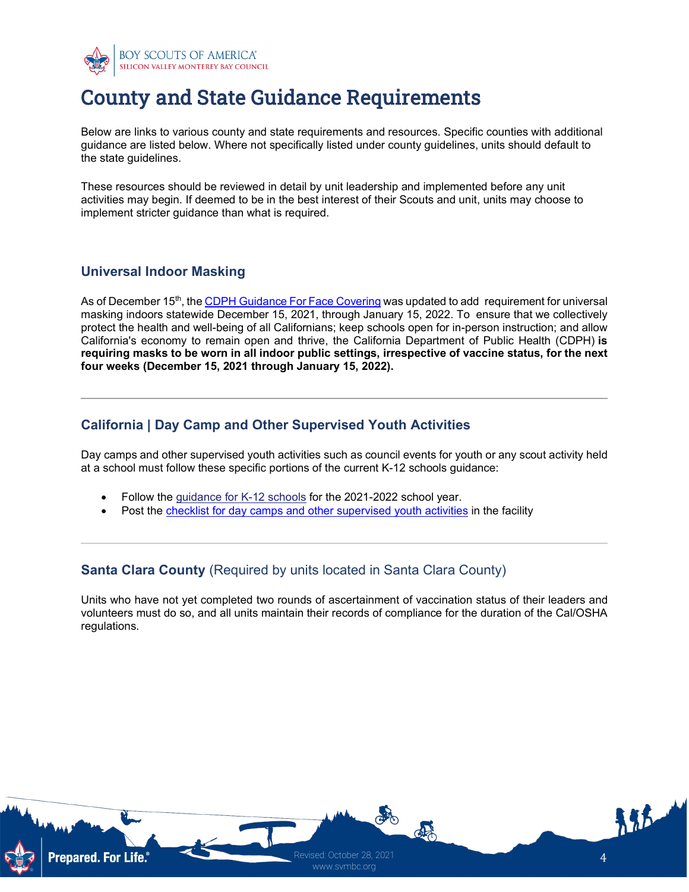# County and State Guidance Requirements

Below are links to various county and state requirements and resources. Specific counties with additional guidance are listed below. Where not specifically listed under county guidelines, units should default to the state guidelines.

These resources should be reviewed in detail by unit leadership and implemented before any unit activities may begin. If deemed to be in the best interest of their Scouts and unit, units may choose to implement stricter guidance than what is required.

## Universal Indoor Masking

As of December 15th, the CDPH Guidance For Face Covering was updated to add requirement for universal masking indoors statewide December 15, 2021, through January 15, 2022. To ensure that we collectively protect the health and well-being of all Californians; keep schools open for in-person instruction; and allow California's economy to remain open and thrive, the California Department of Public Health (CDPH) **is requiring masks to be worn in all indoor public settings, irrespective of vaccine status, for the next four weeks (December 15, 2021 through January 15, 2022).**

---

## California | Day Camp and Other Supervised Youth Activities

Day camps and other supervised youth activities such as council events for youth or any scout activity held at a school must follow these specific portions of the current K-12 schools guidance:

- Follow the guidance for K-12 schools for the 2021-2022 school year.
- Post the checklist for day camps and other supervised youth activities in the facility

---

## Santa Clara County (Required by units located in Santa Clara County)

Units who have not yet completed two rounds of ascertainment of vaccination status of their leaders and volunteers must do so, and all units maintain their records of compliance for the duration of the Cal/OSHA regulations.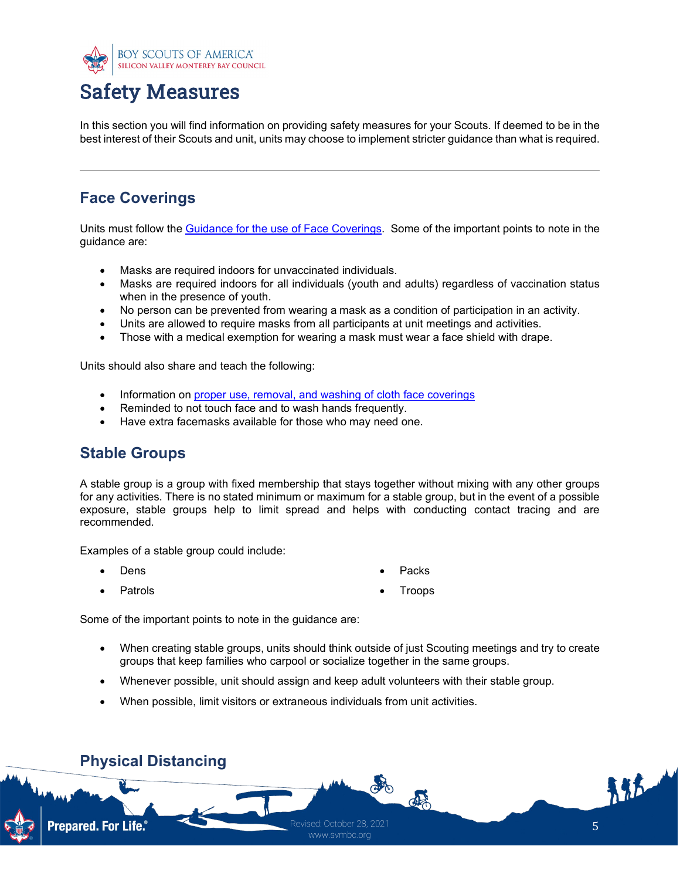# Safety Measures

In this section you will find information on providing safety measures for your Scouts. If deemed to be in the best interest of their Scouts and unit, units may choose to implement stricter guidance than what is required.

---

## Face Coverings

Units must follow the [Guidance for the use of Face Coverings](). Some of the important points to note in the guidance are:

- Masks are required indoors for unvaccinated individuals.
- Masks are required indoors for all individuals (youth and adults) regardless of vaccination status when in the presence of youth.
- No person can be prevented from wearing a mask as a condition of participation in an activity.
- Units are allowed to require masks from all participants at unit meetings and activities.
- Those with a medical exemption for wearing a mask must wear a face shield with drape.

Units should also share and teach the following:

- Information on [proper use, removal, and washing of cloth face coverings]()
- Reminded to not touch face and to wash hands frequently.
- Have extra facemasks available for those who may need one.

## Stable Groups

A stable group is a group with fixed membership that stays together without mixing with any other groups for any activities. There is no stated minimum or maximum for a stable group, but in the event of a possible exposure, stable groups help to limit spread and helps with conducting contact tracing and are recommended.

Examples of a stable group could include:

- Dens
- Patrols
- Packs
- Troops

Some of the important points to note in the guidance are:

- When creating stable groups, units should think outside of just Scouting meetings and try to create groups that keep families who carpool or socialize together in the same groups.
- Whenever possible, unit should assign and keep adult volunteers with their stable group.
- When possible, limit visitors or extraneous individuals from unit activities.

## Physical Distancing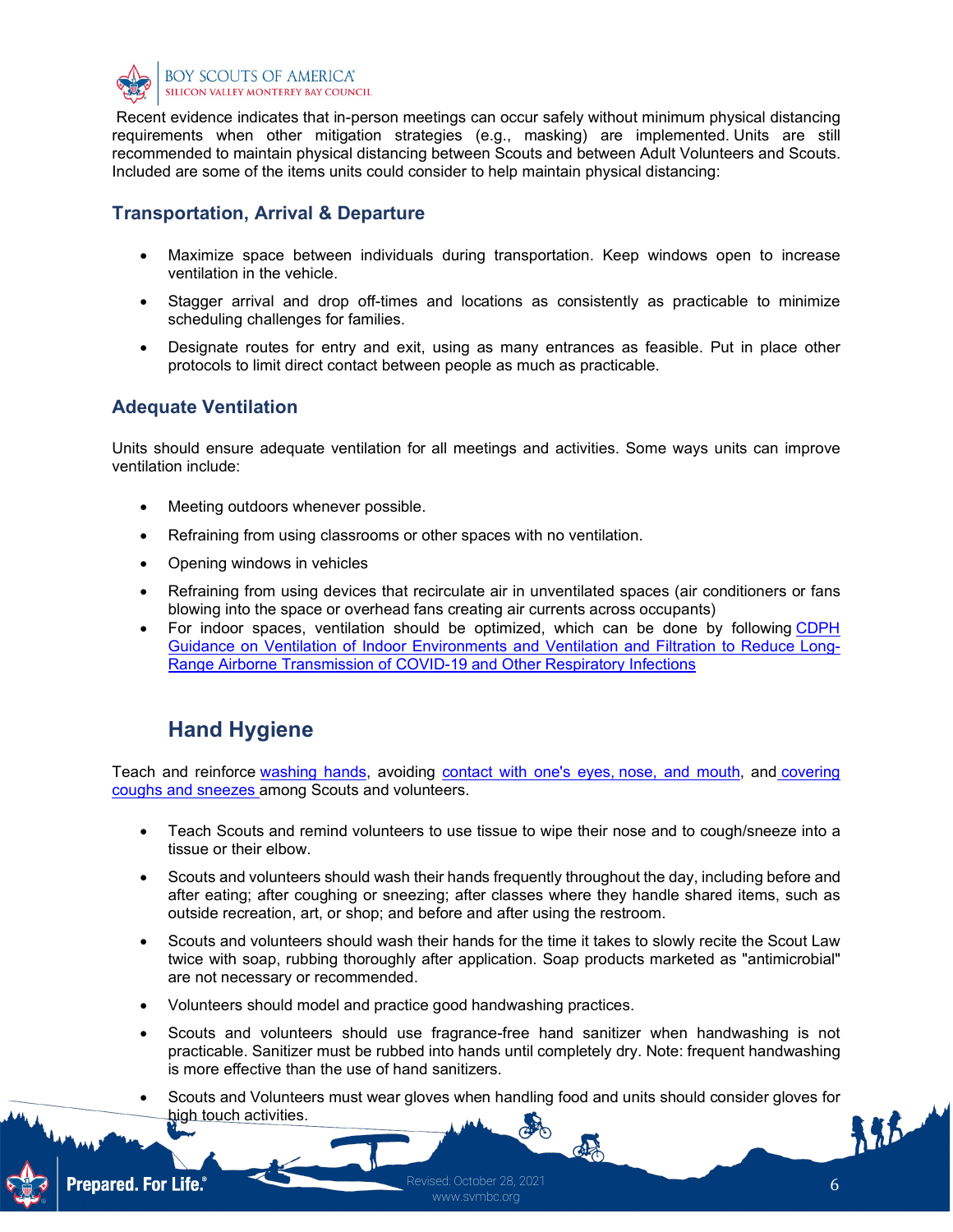Recent evidence indicates that in-person meetings can occur safely without minimum physical distancing requirements when other mitigation strategies (e.g., masking) are implemented. Units are still recommended to maintain physical distancing between Scouts and between Adult Volunteers and Scouts. Included are some of the items units could consider to help maintain physical distancing:

### Transportation, Arrival & Departure

- Maximize space between individuals during transportation. Keep windows open to increase ventilation in the vehicle.
- Stagger arrival and drop off-times and locations as consistently as practicable to minimize scheduling challenges for families.
- Designate routes for entry and exit, using as many entrances as feasible. Put in place other protocols to limit direct contact between people as much as practicable.

### Adequate Ventilation

Units should ensure adequate ventilation for all meetings and activities. Some ways units can improve ventilation include:

- Meeting outdoors whenever possible.
- Refraining from using classrooms or other spaces with no ventilation.
- Opening windows in vehicles
- Refraining from using devices that recirculate air in unventilated spaces (air conditioners or fans blowing into the space or overhead fans creating air currents across occupants)
- For indoor spaces, ventilation should be optimized, which can be done by following CDPH Guidance on Ventilation of Indoor Environments and Ventilation and Filtration to Reduce Long-Range Airborne Transmission of COVID-19 and Other Respiratory Infections

## Hand Hygiene

Teach and reinforce washing hands, avoiding contact with one's eyes, nose, and mouth, and covering coughs and sneezes among Scouts and volunteers.

- Teach Scouts and remind volunteers to use tissue to wipe their nose and to cough/sneeze into a tissue or their elbow.
- Scouts and volunteers should wash their hands frequently throughout the day, including before and after eating; after coughing or sneezing; after classes where they handle shared items, such as outside recreation, art, or shop; and before and after using the restroom.
- Scouts and volunteers should wash their hands for the time it takes to slowly recite the Scout Law twice with soap, rubbing thoroughly after application. Soap products marketed as "antimicrobial" are not necessary or recommended.
- Volunteers should model and practice good handwashing practices.
- Scouts and volunteers should use fragrance-free hand sanitizer when handwashing is not practicable. Sanitizer must be rubbed into hands until completely dry. Note: frequent handwashing is more effective than the use of hand sanitizers.
- Scouts and Volunteers must wear gloves when handling food and units should consider gloves for high touch activities.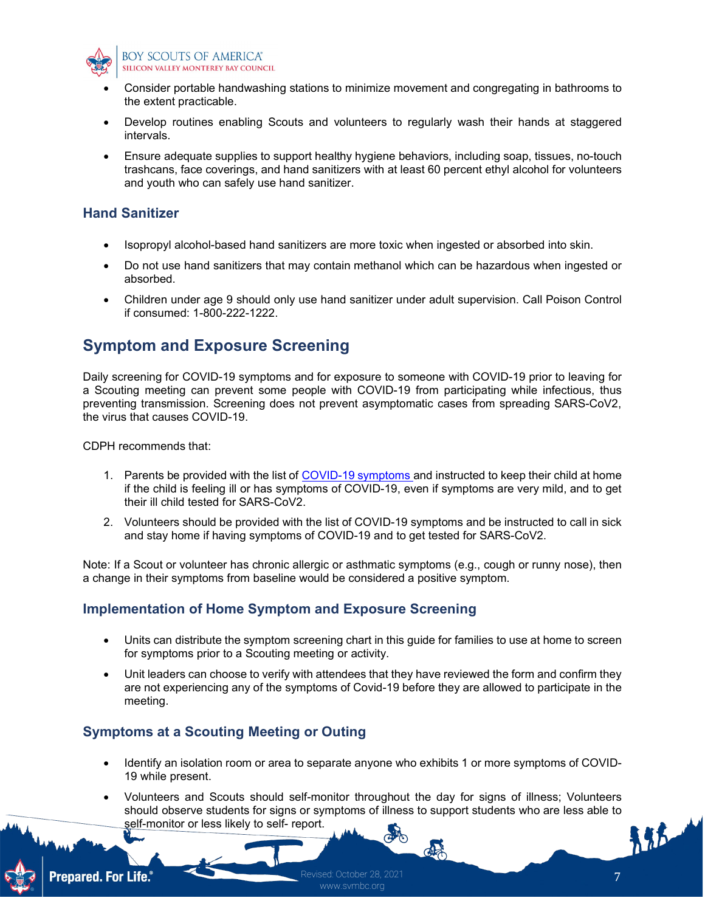- Consider portable handwashing stations to minimize movement and congregating in bathrooms to the extent practicable.
- Develop routines enabling Scouts and volunteers to regularly wash their hands at staggered intervals.
- Ensure adequate supplies to support healthy hygiene behaviors, including soap, tissues, no-touch trashcans, face coverings, and hand sanitizers with at least 60 percent ethyl alcohol for volunteers and youth who can safely use hand sanitizer.

### Hand Sanitizer

- Isopropyl alcohol-based hand sanitizers are more toxic when ingested or absorbed into skin.
- Do not use hand sanitizers that may contain methanol which can be hazardous when ingested or absorbed.
- Children under age 9 should only use hand sanitizer under adult supervision. Call Poison Control if consumed: 1-800-222-1222.

## Symptom and Exposure Screening

Daily screening for COVID-19 symptoms and for exposure to someone with COVID-19 prior to leaving for a Scouting meeting can prevent some people with COVID-19 from participating while infectious, thus preventing transmission. Screening does not prevent asymptomatic cases from spreading SARS-CoV2, the virus that causes COVID-19.

CDPH recommends that:

1. Parents be provided with the list of COVID-19 symptoms and instructed to keep their child at home if the child is feeling ill or has symptoms of COVID-19, even if symptoms are very mild, and to get their ill child tested for SARS-CoV2.
2. Volunteers should be provided with the list of COVID-19 symptoms and be instructed to call in sick and stay home if having symptoms of COVID-19 and to get tested for SARS-CoV2.

Note: If a Scout or volunteer has chronic allergic or asthmatic symptoms (e.g., cough or runny nose), then a change in their symptoms from baseline would be considered a positive symptom.

### Implementation of Home Symptom and Exposure Screening

- Units can distribute the symptom screening chart in this guide for families to use at home to screen for symptoms prior to a Scouting meeting or activity.
- Unit leaders can choose to verify with attendees that they have reviewed the form and confirm they are not experiencing any of the symptoms of Covid-19 before they are allowed to participate in the meeting.

### Symptoms at a Scouting Meeting or Outing

- Identify an isolation room or area to separate anyone who exhibits 1 or more symptoms of COVID-19 while present.
- Volunteers and Scouts should self-monitor throughout the day for signs of illness; Volunteers should observe students for signs or symptoms of illness to support students who are less able to self-monitor or less likely to self- report.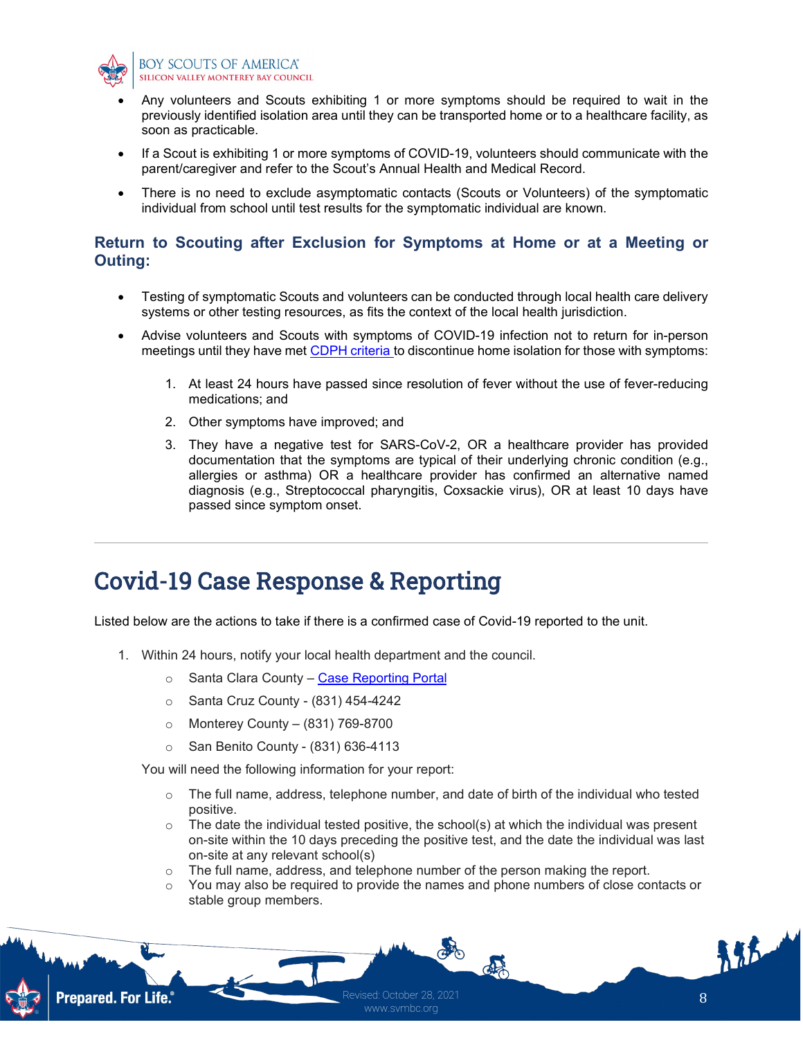- Any volunteers and Scouts exhibiting 1 or more symptoms should be required to wait in the previously identified isolation area until they can be transported home or to a healthcare facility, as soon as practicable.
- If a Scout is exhibiting 1 or more symptoms of COVID-19, volunteers should communicate with the parent/caregiver and refer to the Scout's Annual Health and Medical Record.
- There is no need to exclude asymptomatic contacts (Scouts or Volunteers) of the symptomatic individual from school until test results for the symptomatic individual are known.

### Return to Scouting after Exclusion for Symptoms at Home or at a Meeting or Outing:

- Testing of symptomatic Scouts and volunteers can be conducted through local health care delivery systems or other testing resources, as fits the context of the local health jurisdiction.
- Advise volunteers and Scouts with symptoms of COVID-19 infection not to return for in-person meetings until they have met CDPH criteria to discontinue home isolation for those with symptoms:

    1. At least 24 hours have passed since resolution of fever without the use of fever-reducing medications; and
    2. Other symptoms have improved; and
    3. They have a negative test for SARS-CoV-2, OR a healthcare provider has provided documentation that the symptoms are typical of their underlying chronic condition (e.g., allergies or asthma) OR a healthcare provider has confirmed an alternative named diagnosis (e.g., Streptococcal pharyngitis, Coxsackie virus), OR at least 10 days have passed since symptom onset.

---

# Covid-19 Case Response & Reporting

Listed below are the actions to take if there is a confirmed case of Covid-19 reported to the unit.

1. Within 24 hours, notify your local health department and the council.
    - Santa Clara County – Case Reporting Portal
    - Santa Cruz County - (831) 454-4242
    - Monterey County – (831) 769-8700
    - San Benito County - (831) 636-4113

    You will need the following information for your report:

    - The full name, address, telephone number, and date of birth of the individual who tested positive.
    - The date the individual tested positive, the school(s) at which the individual was present on-site within the 10 days preceding the positive test, and the date the individual was last on-site at any relevant school(s)
    - The full name, address, and telephone number of the person making the report.
    - You may also be required to provide the names and phone numbers of close contacts or stable group members.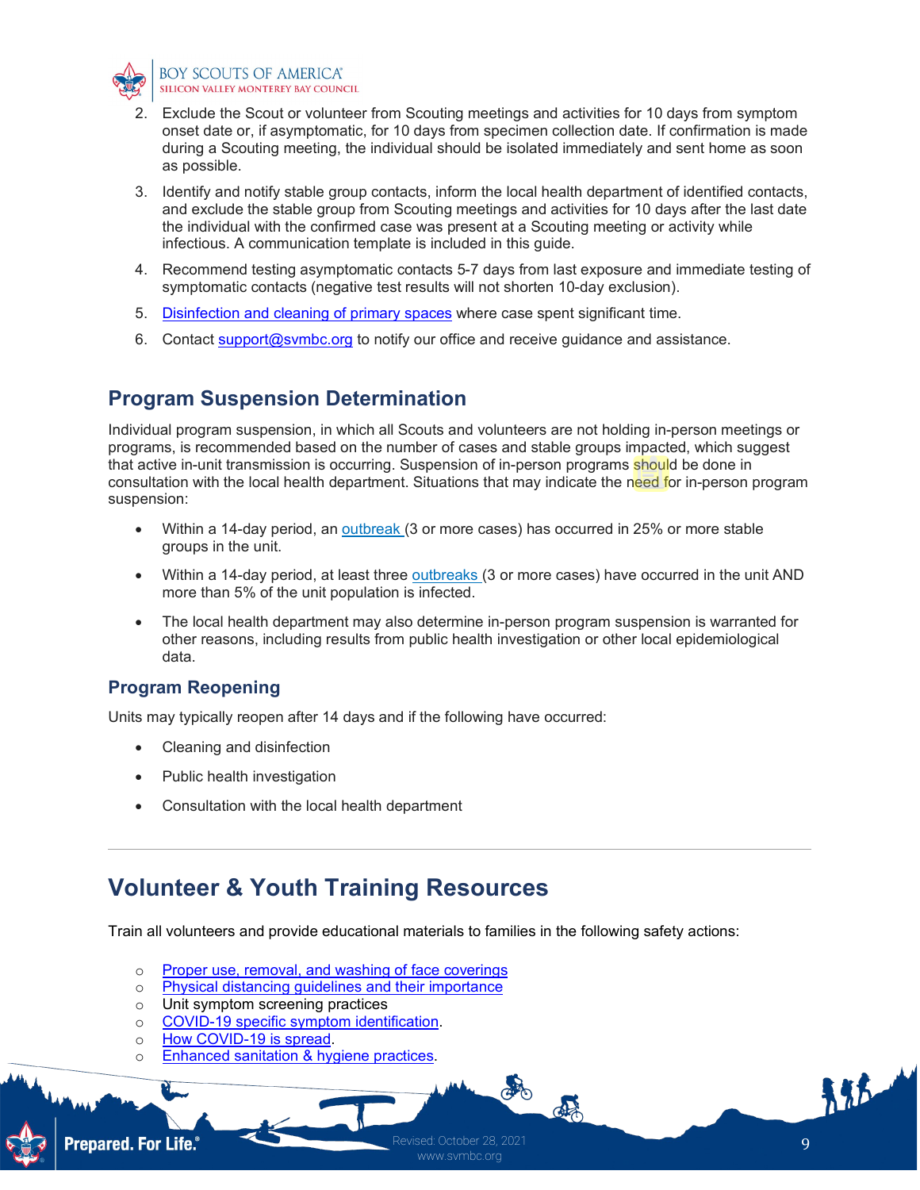2. Exclude the Scout or volunteer from Scouting meetings and activities for 10 days from symptom onset date or, if asymptomatic, for 10 days from specimen collection date. If confirmation is made during a Scouting meeting, the individual should be isolated immediately and sent home as soon as possible.
3. Identify and notify stable group contacts, inform the local health department of identified contacts, and exclude the stable group from Scouting meetings and activities for 10 days after the last date the individual with the confirmed case was present at a Scouting meeting or activity while infectious. A communication template is included in this guide.
4. Recommend testing asymptomatic contacts 5-7 days from last exposure and immediate testing of symptomatic contacts (negative test results will not shorten 10-day exclusion).
5. [Disinfection and cleaning of primary spaces] where case spent significant time.
6. Contact support@svmbc.org to notify our office and receive guidance and assistance.

## Program Suspension Determination

Individual program suspension, in which all Scouts and volunteers are not holding in-person meetings or programs, is recommended based on the number of cases and stable groups impacted, which suggest that active in-unit transmission is occurring. Suspension of in-person programs should be done in consultation with the local health department. Situations that may indicate the need for in-person program suspension:

- Within a 14-day period, an outbreak (3 or more cases) has occurred in 25% or more stable groups in the unit.
- Within a 14-day period, at least three outbreaks (3 or more cases) have occurred in the unit AND more than 5% of the unit population is infected.
- The local health department may also determine in-person program suspension is warranted for other reasons, including results from public health investigation or other local epidemiological data.

### Program Reopening

Units may typically reopen after 14 days and if the following have occurred:

- Cleaning and disinfection
- Public health investigation
- Consultation with the local health department

---

## Volunteer & Youth Training Resources

Train all volunteers and provide educational materials to families in the following safety actions:

- Proper use, removal, and washing of face coverings
- Physical distancing guidelines and their importance
- Unit symptom screening practices
- COVID-19 specific symptom identification.
- How COVID-19 is spread.
- Enhanced sanitation & hygiene practices.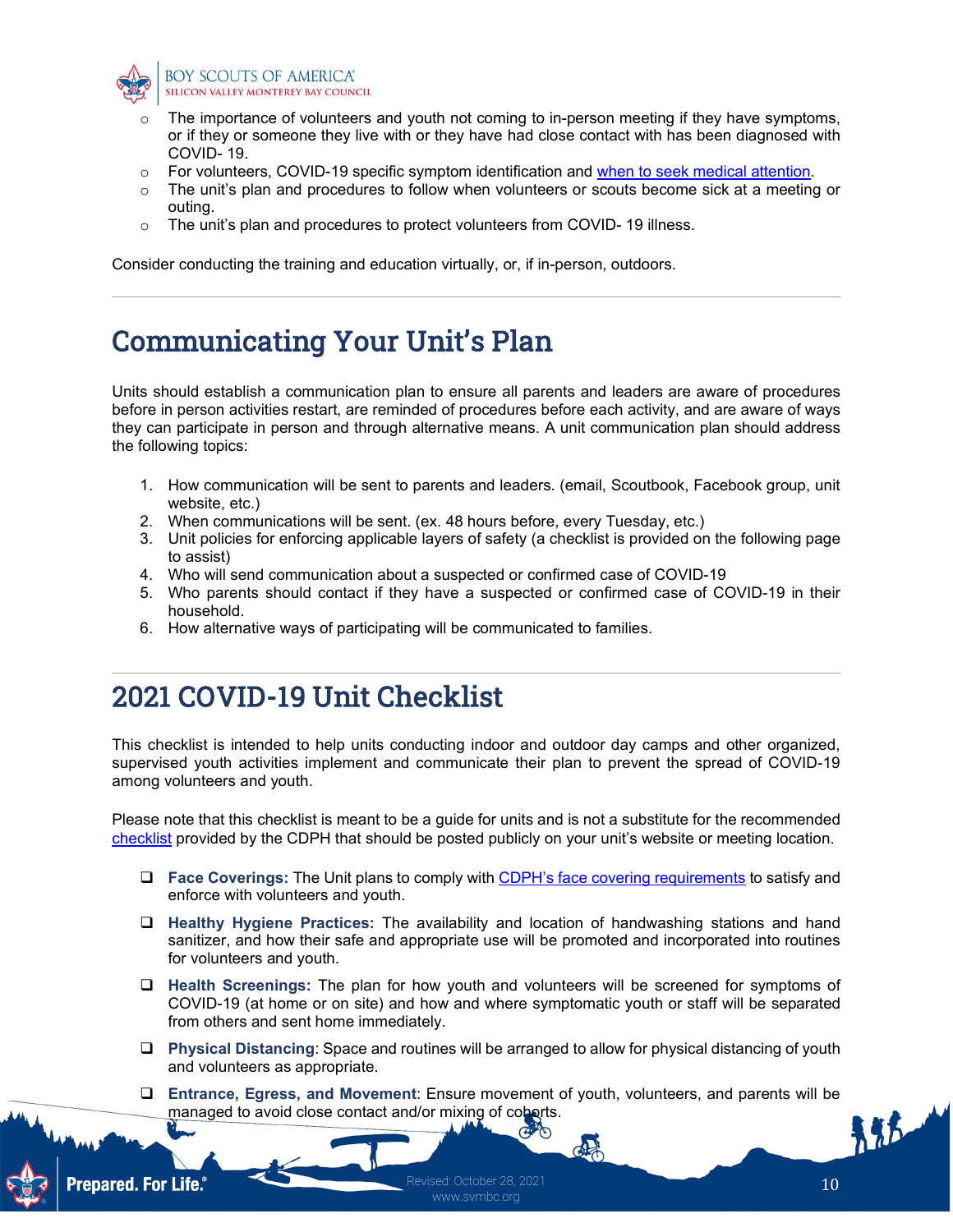- The importance of volunteers and youth not coming to in-person meeting if they have symptoms, or if they or someone they live with or they have had close contact with has been diagnosed with COVID- 19.
- For volunteers, COVID-19 specific symptom identification and when to seek medical attention.
- The unit's plan and procedures to follow when volunteers or scouts become sick at a meeting or outing.
- The unit's plan and procedures to protect volunteers from COVID- 19 illness.

Consider conducting the training and education virtually, or, if in-person, outdoors.

# Communicating Your Unit's Plan

Units should establish a communication plan to ensure all parents and leaders are aware of procedures before in person activities restart, are reminded of procedures before each activity, and are aware of ways they can participate in person and through alternative means. A unit communication plan should address the following topics:

1. How communication will be sent to parents and leaders. (email, Scoutbook, Facebook group, unit website, etc.)
2. When communications will be sent. (ex. 48 hours before, every Tuesday, etc.)
3. Unit policies for enforcing applicable layers of safety (a checklist is provided on the following page to assist)
4. Who will send communication about a suspected or confirmed case of COVID-19
5. Who parents should contact if they have a suspected or confirmed case of COVID-19 in their household.
6. How alternative ways of participating will be communicated to families.

# 2021 COVID-19 Unit Checklist

This checklist is intended to help units conducting indoor and outdoor day camps and other organized, supervised youth activities implement and communicate their plan to prevent the spread of COVID-19 among volunteers and youth.

Please note that this checklist is meant to be a guide for units and is not a substitute for the recommended checklist provided by the CDPH that should be posted publicly on your unit's website or meeting location.

- ❑ **Face Coverings:** The Unit plans to comply with CDPH's face covering requirements to satisfy and enforce with volunteers and youth.
- ❑ **Healthy Hygiene Practices:** The availability and location of handwashing stations and hand sanitizer, and how their safe and appropriate use will be promoted and incorporated into routines for volunteers and youth.
- ❑ **Health Screenings:** The plan for how youth and volunteers will be screened for symptoms of COVID-19 (at home or on site) and how and where symptomatic youth or staff will be separated from others and sent home immediately.
- ❑ **Physical Distancing**: Space and routines will be arranged to allow for physical distancing of youth and volunteers as appropriate.
- ❑ **Entrance, Egress, and Movement**: Ensure movement of youth, volunteers, and parents will be managed to avoid close contact and/or mixing of cohorts.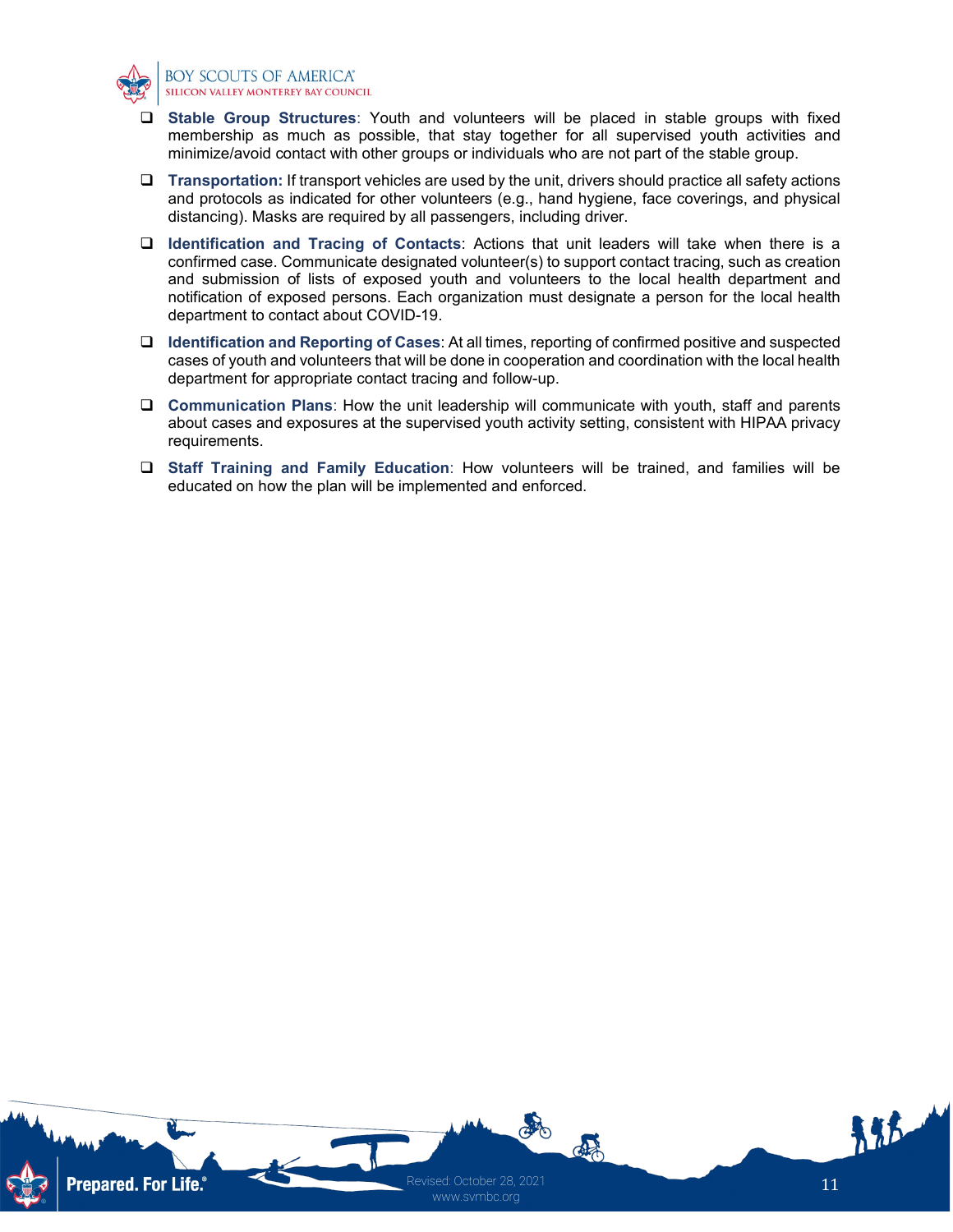- **Stable Group Structures**: Youth and volunteers will be placed in stable groups with fixed membership as much as possible, that stay together for all supervised youth activities and minimize/avoid contact with other groups or individuals who are not part of the stable group.
- **Transportation:** If transport vehicles are used by the unit, drivers should practice all safety actions and protocols as indicated for other volunteers (e.g., hand hygiene, face coverings, and physical distancing). Masks are required by all passengers, including driver.
- **Identification and Tracing of Contacts**: Actions that unit leaders will take when there is a confirmed case. Communicate designated volunteer(s) to support contact tracing, such as creation and submission of lists of exposed youth and volunteers to the local health department and notification of exposed persons. Each organization must designate a person for the local health department to contact about COVID-19.
- **Identification and Reporting of Cases**: At all times, reporting of confirmed positive and suspected cases of youth and volunteers that will be done in cooperation and coordination with the local health department for appropriate contact tracing and follow-up.
- **Communication Plans**: How the unit leadership will communicate with youth, staff and parents about cases and exposures at the supervised youth activity setting, consistent with HIPAA privacy requirements.
- **Staff Training and Family Education**: How volunteers will be trained, and families will be educated on how the plan will be implemented and enforced.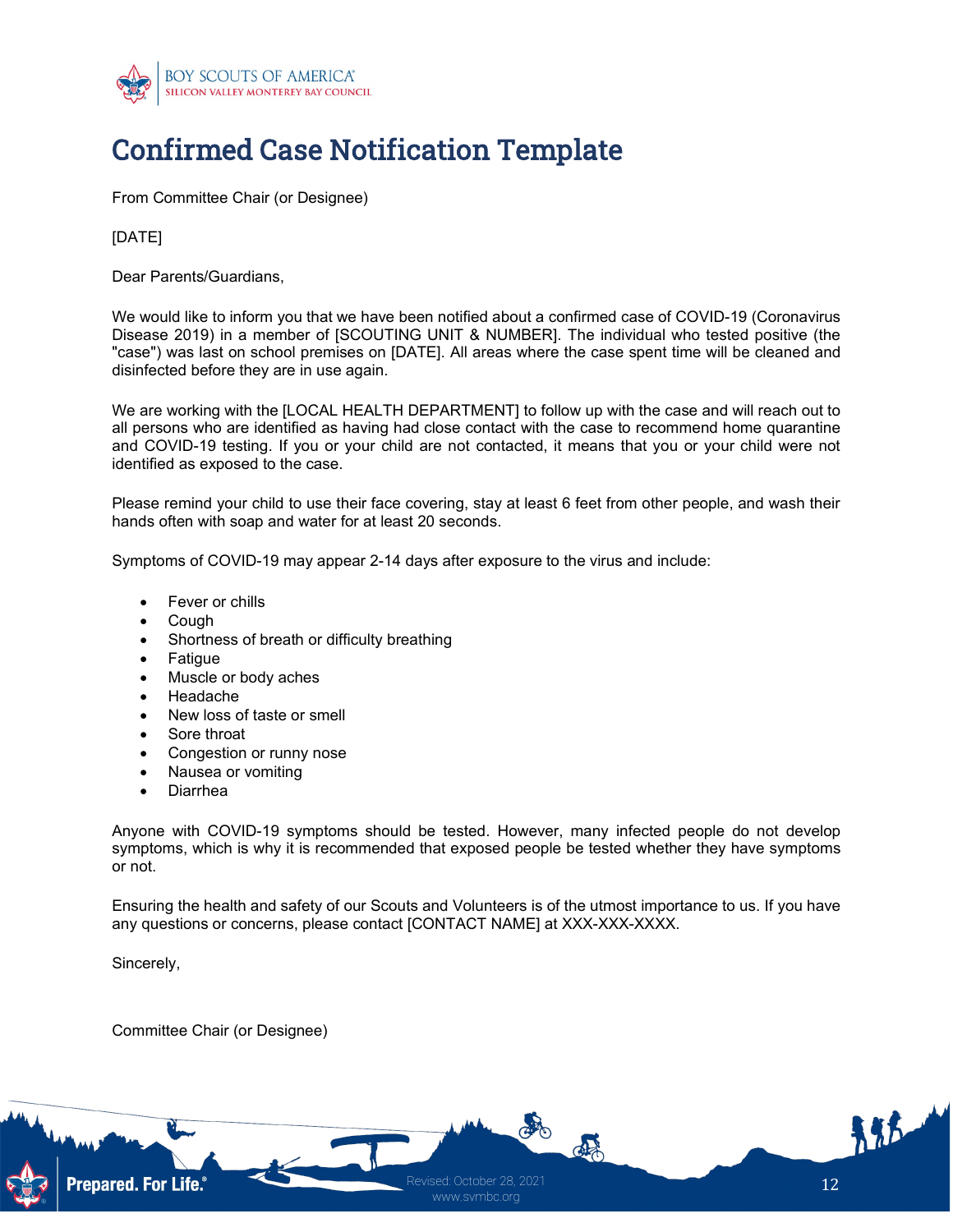# Confirmed Case Notification Template

From Committee Chair (or Designee)

[DATE]

Dear Parents/Guardians,

We would like to inform you that we have been notified about a confirmed case of COVID-19 (Coronavirus Disease 2019) in a member of [SCOUTING UNIT & NUMBER]. The individual who tested positive (the "case") was last on school premises on [DATE]. All areas where the case spent time will be cleaned and disinfected before they are in use again.

We are working with the [LOCAL HEALTH DEPARTMENT] to follow up with the case and will reach out to all persons who are identified as having had close contact with the case to recommend home quarantine and COVID-19 testing. If you or your child are not contacted, it means that you or your child were not identified as exposed to the case.

Please remind your child to use their face covering, stay at least 6 feet from other people, and wash their hands often with soap and water for at least 20 seconds.

Symptoms of COVID-19 may appear 2-14 days after exposure to the virus and include:

- Fever or chills
- Cough
- Shortness of breath or difficulty breathing
- Fatigue
- Muscle or body aches
- Headache
- New loss of taste or smell
- Sore throat
- Congestion or runny nose
- Nausea or vomiting
- Diarrhea

Anyone with COVID-19 symptoms should be tested. However, many infected people do not develop symptoms, which is why it is recommended that exposed people be tested whether they have symptoms or not.

Ensuring the health and safety of our Scouts and Volunteers is of the utmost importance to us. If you have any questions or concerns, please contact [CONTACT NAME] at XXX-XXX-XXXX.

Sincerely,

Committee Chair (or Designee)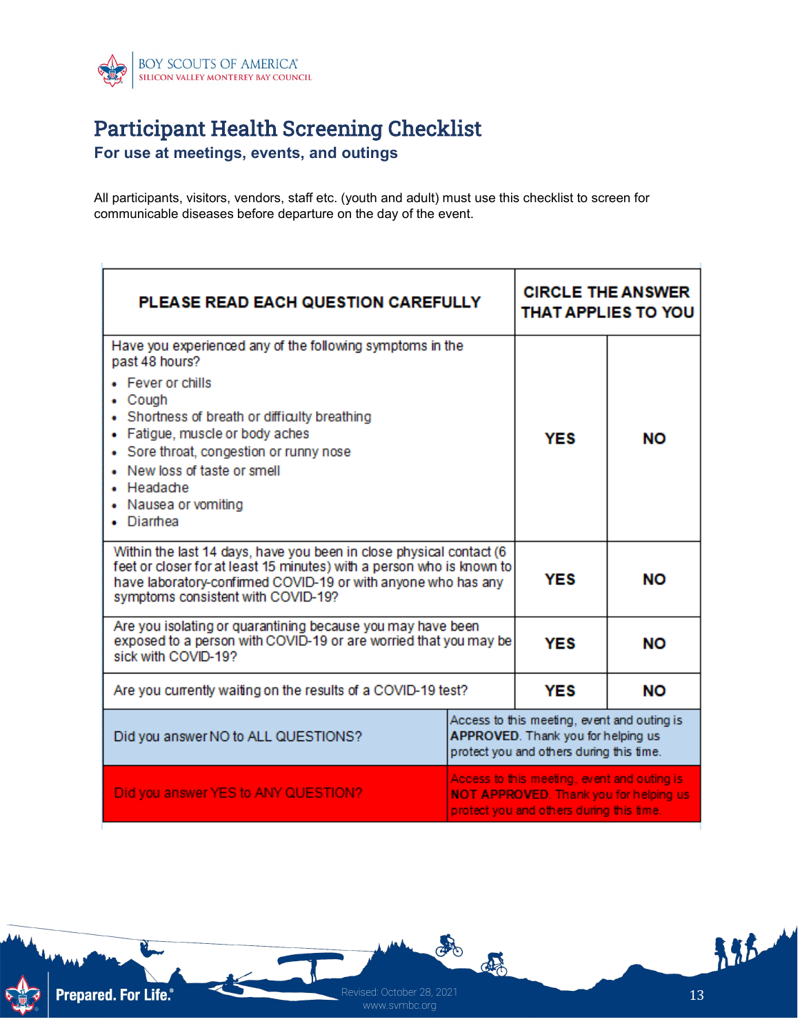BOY SCOUTS OF AMERICA
SILICON VALLEY MONTEREY BAY COUNCIL

# Participant Health Screening Checklist

### For use at meetings, events, and outings

All participants, visitors, vendors, staff etc. (youth and adult) must use this checklist to screen for communicable diseases before departure on the day of the event.

| PLEASE READ EACH QUESTION CAREFULLY | CIRCLE THE ANSWER THAT APPLIES TO YOU | |
|---|---|---|
| Have you experienced any of the following symptoms in the past 48 hours?<br>• Fever or chills<br>• Cough<br>• Shortness of breath or difficulty breathing<br>• Fatigue, muscle or body aches<br>• Sore throat, congestion or runny nose<br>• New loss of taste or smell<br>• Headache<br>• Nausea or vomiting<br>• Diarrhea | YES | NO |
| Within the last 14 days, have you been in close physical contact (6 feet or closer for at least 15 minutes) with a person who is known to have laboratory-confirmed COVID-19 or with anyone who has any symptoms consistent with COVID-19? | YES | NO |
| Are you isolating or quarantining because you may have been exposed to a person with COVID-19 or are worried that you may be sick with COVID-19? | YES | NO |
| Are you currently waiting on the results of a COVID-19 test? | YES | NO |
| Did you answer NO to ALL QUESTIONS? | Access to this meeting, event and outing is **APPROVED**. Thank you for helping us protect you and others during this time. | |
| Did you answer YES to ANY QUESTION? | Access to this meeting, event and outing is **NOT APPROVED**. Thank you for helping us protect you and others during this time. | |

Prepared. For Life.®

Revised: October 28, 2021
www.svmbc.org